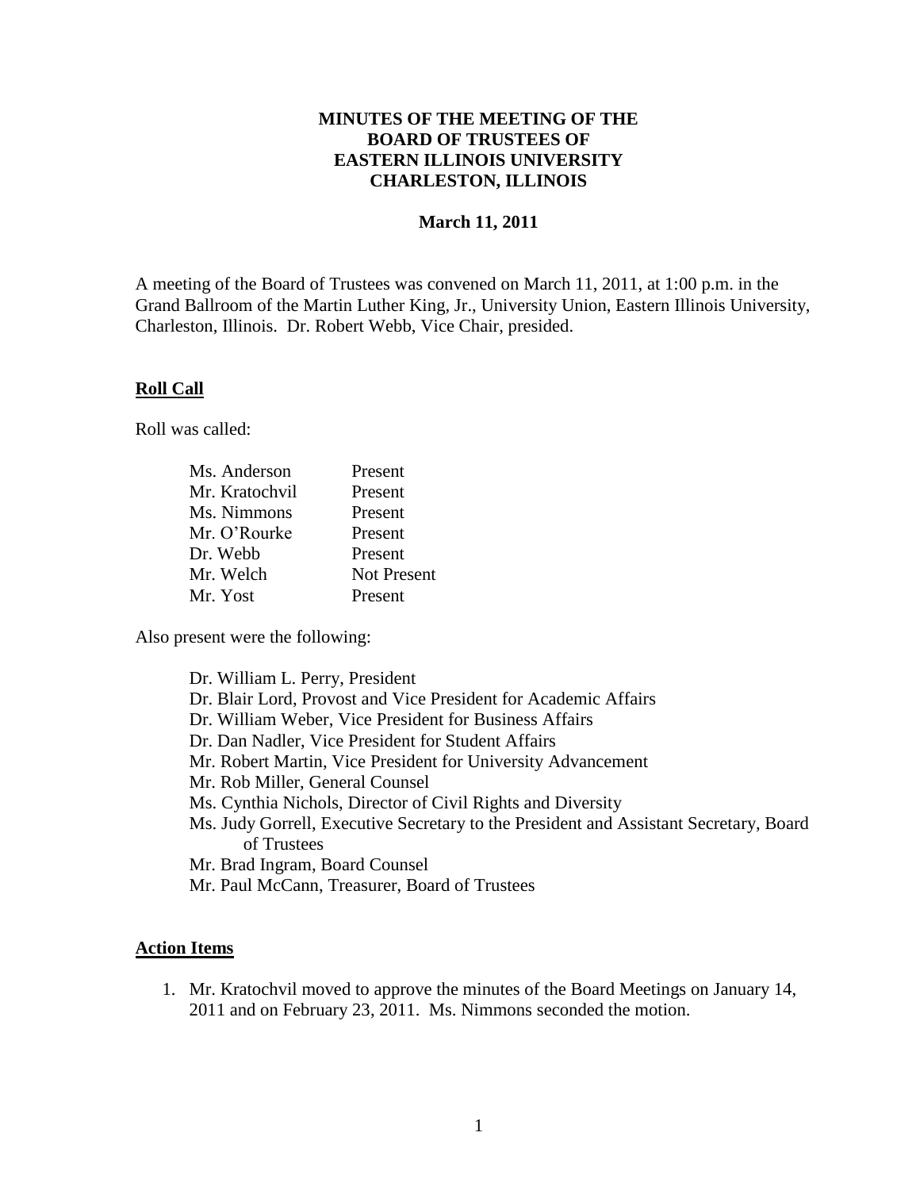# MINUTES OF THE MEETING OF THE BOARD OF TRUSTEES OF EASTERN ILLINOIS UNIVERSITY CHARLESTON, ILLINOIS

**March 11, 2011**

A meeting of the Board of Trustees was convened on March 11, 2011, at 1:00 p.m. in the Grand Ballroom of the Martin Luther King, Jr., University Union, Eastern Illinois University, Charleston, Illinois. Dr. Robert Webb, Vice Chair, presided.

## Roll Call

Roll was called:

| | |
|---|---|
| Ms. Anderson | Present |
| Mr. Kratochvil | Present |
| Ms. Nimmons | Present |
| Mr. O'Rourke | Present |
| Dr. Webb | Present |
| Mr. Welch | Not Present |
| Mr. Yost | Present |

Also present were the following:

- Dr. William L. Perry, President
- Dr. Blair Lord, Provost and Vice President for Academic Affairs
- Dr. William Weber, Vice President for Business Affairs
- Dr. Dan Nadler, Vice President for Student Affairs
- Mr. Robert Martin, Vice President for University Advancement
- Mr. Rob Miller, General Counsel
- Ms. Cynthia Nichols, Director of Civil Rights and Diversity
- Ms. Judy Gorrell, Executive Secretary to the President and Assistant Secretary, Board of Trustees
- Mr. Brad Ingram, Board Counsel
- Mr. Paul McCann, Treasurer, Board of Trustees

## Action Items

1. Mr. Kratochvil moved to approve the minutes of the Board Meetings on January 14, 2011 and on February 23, 2011. Ms. Nimmons seconded the motion.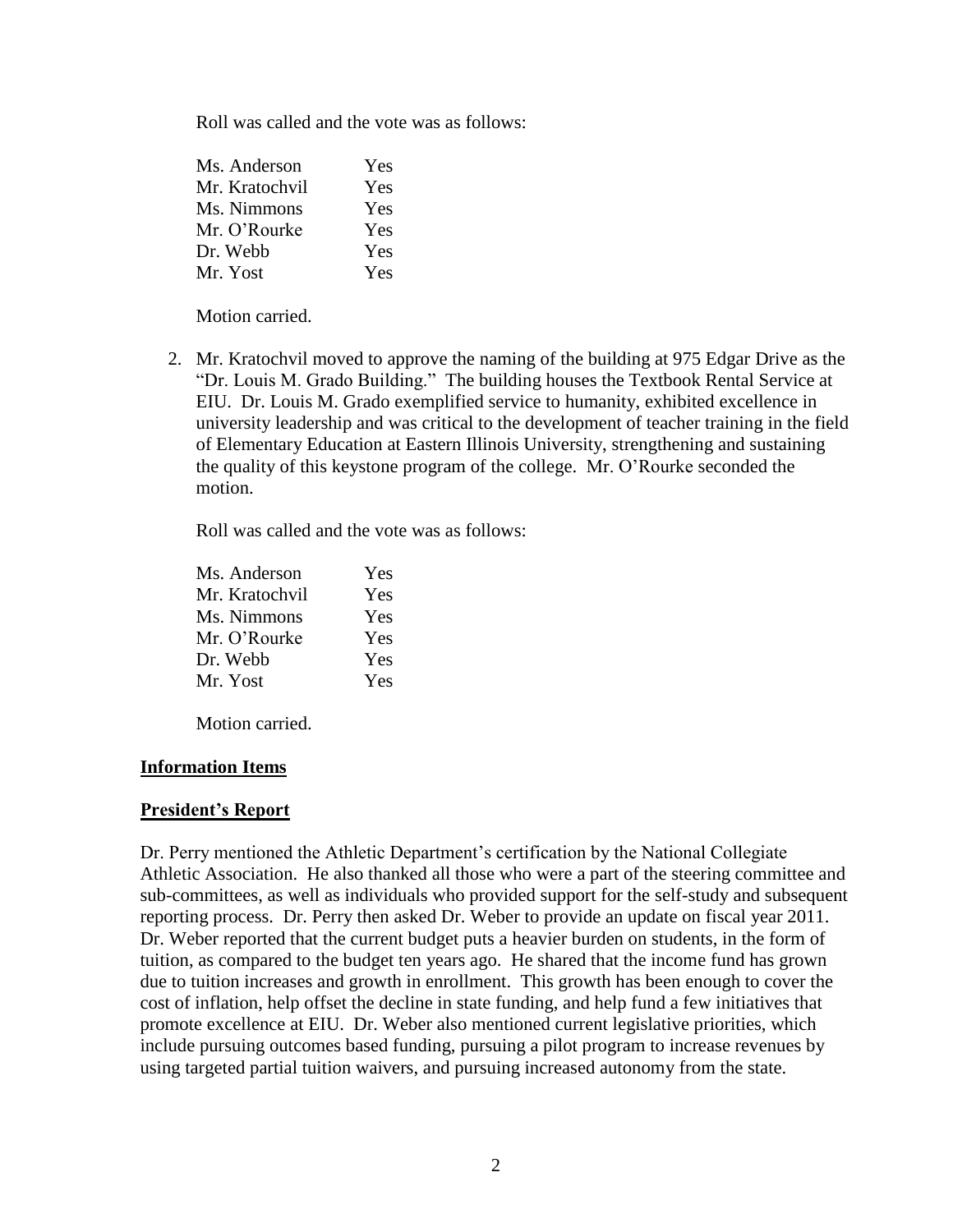Roll was called and the vote was as follows:

| | |
|---|---|
| Ms. Anderson | Yes |
| Mr. Kratochvil | Yes |
| Ms. Nimmons | Yes |
| Mr. O'Rourke | Yes |
| Dr. Webb | Yes |
| Mr. Yost | Yes |

Motion carried.

2. Mr. Kratochvil moved to approve the naming of the building at 975 Edgar Drive as the "Dr. Louis M. Grado Building." The building houses the Textbook Rental Service at EIU. Dr. Louis M. Grado exemplified service to humanity, exhibited excellence in university leadership and was critical to the development of teacher training in the field of Elementary Education at Eastern Illinois University, strengthening and sustaining the quality of this keystone program of the college. Mr. O'Rourke seconded the motion.

   Roll was called and the vote was as follows:

| | |
|---|---|
| Ms. Anderson | Yes |
| Mr. Kratochvil | Yes |
| Ms. Nimmons | Yes |
| Mr. O'Rourke | Yes |
| Dr. Webb | Yes |
| Mr. Yost | Yes |

   Motion carried.

**Information Items**

**President's Report**

Dr. Perry mentioned the Athletic Department's certification by the National Collegiate Athletic Association. He also thanked all those who were a part of the steering committee and sub-committees, as well as individuals who provided support for the self-study and subsequent reporting process. Dr. Perry then asked Dr. Weber to provide an update on fiscal year 2011. Dr. Weber reported that the current budget puts a heavier burden on students, in the form of tuition, as compared to the budget ten years ago. He shared that the income fund has grown due to tuition increases and growth in enrollment. This growth has been enough to cover the cost of inflation, help offset the decline in state funding, and help fund a few initiatives that promote excellence at EIU. Dr. Weber also mentioned current legislative priorities, which include pursuing outcomes based funding, pursuing a pilot program to increase revenues by using targeted partial tuition waivers, and pursuing increased autonomy from the state.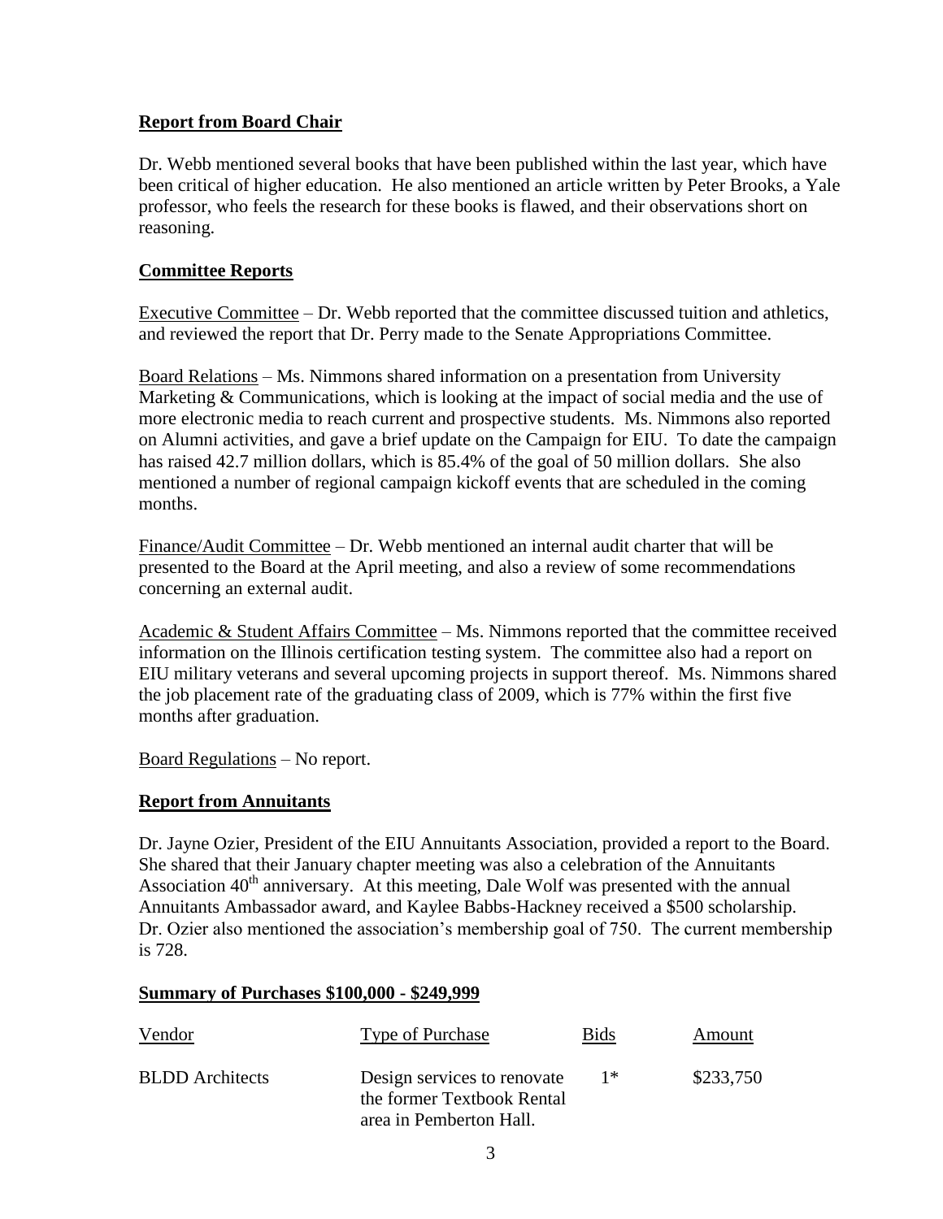**Report from Board Chair**

Dr. Webb mentioned several books that have been published within the last year, which have been critical of higher education. He also mentioned an article written by Peter Brooks, a Yale professor, who feels the research for these books is flawed, and their observations short on reasoning.

**Committee Reports**

Executive Committee – Dr. Webb reported that the committee discussed tuition and athletics, and reviewed the report that Dr. Perry made to the Senate Appropriations Committee.

Board Relations – Ms. Nimmons shared information on a presentation from University Marketing & Communications, which is looking at the impact of social media and the use of more electronic media to reach current and prospective students. Ms. Nimmons also reported on Alumni activities, and gave a brief update on the Campaign for EIU. To date the campaign has raised 42.7 million dollars, which is 85.4% of the goal of 50 million dollars. She also mentioned a number of regional campaign kickoff events that are scheduled in the coming months.

Finance/Audit Committee – Dr. Webb mentioned an internal audit charter that will be presented to the Board at the April meeting, and also a review of some recommendations concerning an external audit.

Academic & Student Affairs Committee – Ms. Nimmons reported that the committee received information on the Illinois certification testing system. The committee also had a report on EIU military veterans and several upcoming projects in support thereof. Ms. Nimmons shared the job placement rate of the graduating class of 2009, which is 77% within the first five months after graduation.

Board Regulations – No report.

**Report from Annuitants**

Dr. Jayne Ozier, President of the EIU Annuitants Association, provided a report to the Board. She shared that their January chapter meeting was also a celebration of the Annuitants Association 40th anniversary. At this meeting, Dale Wolf was presented with the annual Annuitants Ambassador award, and Kaylee Babbs-Hackney received a $500 scholarship. Dr. Ozier also mentioned the association's membership goal of 750. The current membership is 728.

**Summary of Purchases $100,000 - $249,999**

| Vendor | Type of Purchase | Bids | Amount |
|---|---|---|---|
| BLDD Architects | Design services to renovate the former Textbook Rental area in Pemberton Hall. | 1* | $233,750 |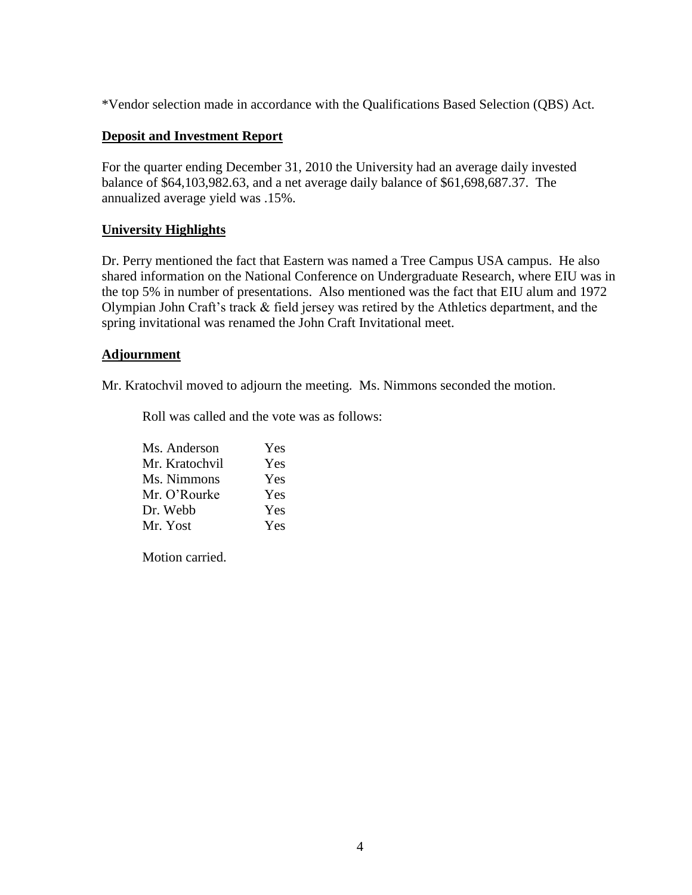*Vendor selection made in accordance with the Qualifications Based Selection (QBS) Act.

**Deposit and Investment Report**

For the quarter ending December 31, 2010 the University had an average daily invested balance of $64,103,982.63, and a net average daily balance of $61,698,687.37. The annualized average yield was .15%.

**University Highlights**

Dr. Perry mentioned the fact that Eastern was named a Tree Campus USA campus. He also shared information on the National Conference on Undergraduate Research, where EIU was in the top 5% in number of presentations. Also mentioned was the fact that EIU alum and 1972 Olympian John Craft's track & field jersey was retired by the Athletics department, and the spring invitational was renamed the John Craft Invitational meet.

**Adjournment**

Mr. Kratochvil moved to adjourn the meeting. Ms. Nimmons seconded the motion.

Roll was called and the vote was as follows:

| | |
|---|---|
| Ms. Anderson | Yes |
| Mr. Kratochvil | Yes |
| Ms. Nimmons | Yes |
| Mr. O'Rourke | Yes |
| Dr. Webb | Yes |
| Mr. Yost | Yes |

Motion carried.